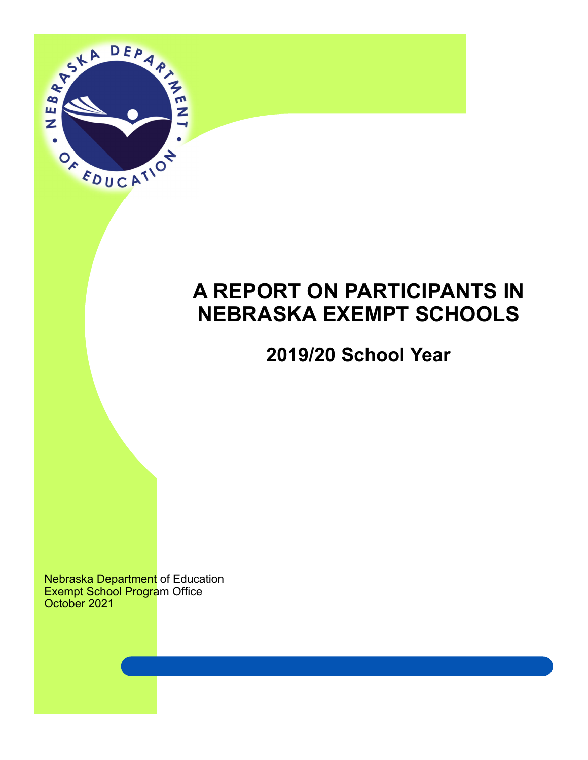# A REPORT ON PARTICIPANTS IN NEBRASKA EXEMPT SCHOOLS

## 2019/20 School Year

Nebraska Department of Education
Exempt School Program Office
October 2021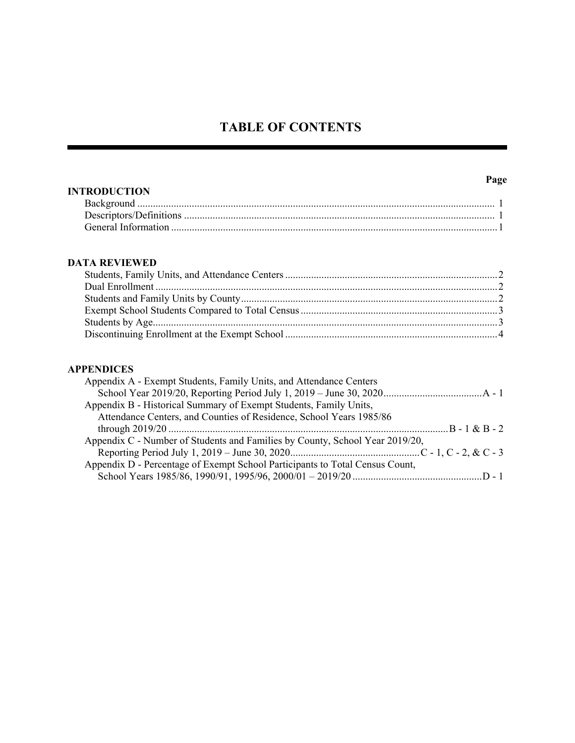# TABLE OF CONTENTS

| | Page |
|---|---|
| **INTRODUCTION** | |
| Background | 1 |
| Descriptors/Definitions | 1 |
| General Information | 1 |
| **DATA REVIEWED** | |
| Students, Family Units, and Attendance Centers | 2 |
| Dual Enrollment | 2 |
| Students and Family Units by County | 2 |
| Exempt School Students Compared to Total Census | 3 |
| Students by Age | 3 |
| Discontinuing Enrollment at the Exempt School | 4 |
| **APPENDICES** | |
| Appendix A - Exempt Students, Family Units, and Attendance Centers School Year 2019/20, Reporting Period July 1, 2019 – June 30, 2020 | A - 1 |
| Appendix B - Historical Summary of Exempt Students, Family Units, Attendance Centers, and Counties of Residence, School Years 1985/86 through 2019/20 | B - 1 & B - 2 |
| Appendix C - Number of Students and Families by County, School Year 2019/20, Reporting Period July 1, 2019 – June 30, 2020 | C - 1, C - 2, & C - 3 |
| Appendix D - Percentage of Exempt School Participants to Total Census Count, School Years 1985/86, 1990/91, 1995/96, 2000/01 – 2019/20 | D - 1 |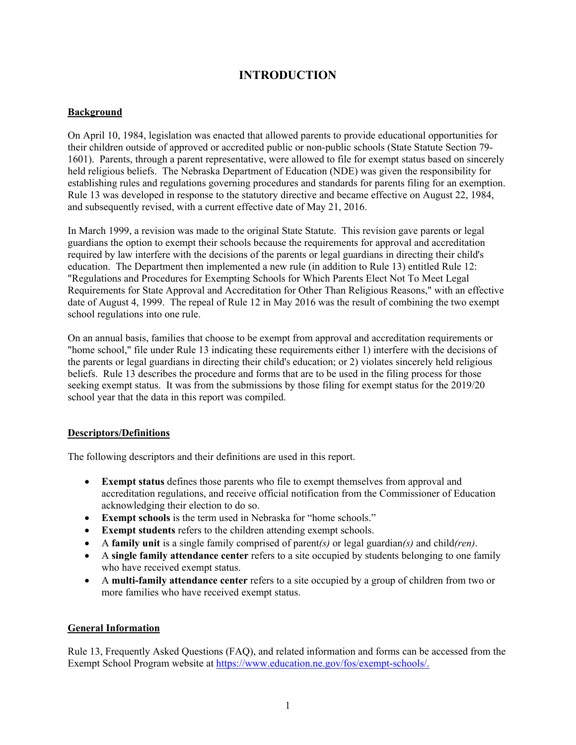# INTRODUCTION

## Background

On April 10, 1984, legislation was enacted that allowed parents to provide educational opportunities for their children outside of approved or accredited public or non-public schools (State Statute Section 79-1601). Parents, through a parent representative, were allowed to file for exempt status based on sincerely held religious beliefs. The Nebraska Department of Education (NDE) was given the responsibility for establishing rules and regulations governing procedures and standards for parents filing for an exemption. Rule 13 was developed in response to the statutory directive and became effective on August 22, 1984, and subsequently revised, with a current effective date of May 21, 2016.

In March 1999, a revision was made to the original State Statute. This revision gave parents or legal guardians the option to exempt their schools because the requirements for approval and accreditation required by law interfere with the decisions of the parents or legal guardians in directing their child's education. The Department then implemented a new rule (in addition to Rule 13) entitled Rule 12: "Regulations and Procedures for Exempting Schools for Which Parents Elect Not To Meet Legal Requirements for State Approval and Accreditation for Other Than Religious Reasons," with an effective date of August 4, 1999. The repeal of Rule 12 in May 2016 was the result of combining the two exempt school regulations into one rule.

On an annual basis, families that choose to be exempt from approval and accreditation requirements or "home school," file under Rule 13 indicating these requirements either 1) interfere with the decisions of the parents or legal guardians in directing their child's education; or 2) violates sincerely held religious beliefs. Rule 13 describes the procedure and forms that are to be used in the filing process for those seeking exempt status. It was from the submissions by those filing for exempt status for the 2019/20 school year that the data in this report was compiled.

## Descriptors/Definitions

The following descriptors and their definitions are used in this report.

- **Exempt status** defines those parents who file to exempt themselves from approval and accreditation regulations, and receive official notification from the Commissioner of Education acknowledging their election to do so.
- **Exempt schools** is the term used in Nebraska for "home schools."
- **Exempt students** refers to the children attending exempt schools.
- A **family unit** is a single family comprised of parent*(s)* or legal guardian*(s)* and child*(ren)*.
- A **single family attendance center** refers to a site occupied by students belonging to one family who have received exempt status.
- A **multi-family attendance center** refers to a site occupied by a group of children from two or more families who have received exempt status.

## General Information

Rule 13, Frequently Asked Questions (FAQ), and related information and forms can be accessed from the Exempt School Program website at https://www.education.ne.gov/fos/exempt-schools/.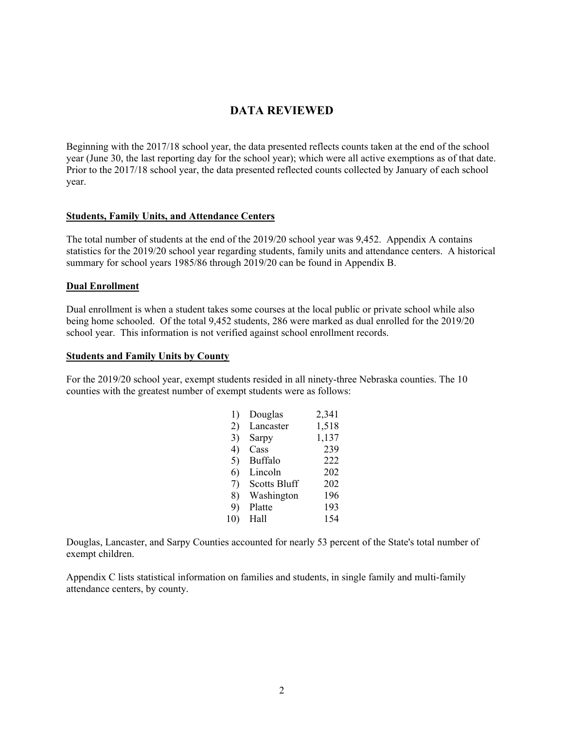# DATA REVIEWED

Beginning with the 2017/18 school year, the data presented reflects counts taken at the end of the school year (June 30, the last reporting day for the school year); which were all active exemptions as of that date. Prior to the 2017/18 school year, the data presented reflected counts collected by January of each school year.

**Students, Family Units, and Attendance Centers**

The total number of students at the end of the 2019/20 school year was 9,452. Appendix A contains statistics for the 2019/20 school year regarding students, family units and attendance centers. A historical summary for school years 1985/86 through 2019/20 can be found in Appendix B.

**Dual Enrollment**

Dual enrollment is when a student takes some courses at the local public or private school while also being home schooled. Of the total 9,452 students, 286 were marked as dual enrolled for the 2019/20 school year. This information is not verified against school enrollment records.

**Students and Family Units by County**

For the 2019/20 school year, exempt students resided in all ninety-three Nebraska counties. The 10 counties with the greatest number of exempt students were as follows:

| | County | Students |
|---|---|---|
| 1) | Douglas | 2,341 |
| 2) | Lancaster | 1,518 |
| 3) | Sarpy | 1,137 |
| 4) | Cass | 239 |
| 5) | Buffalo | 222 |
| 6) | Lincoln | 202 |
| 7) | Scotts Bluff | 202 |
| 8) | Washington | 196 |
| 9) | Platte | 193 |
| 10) | Hall | 154 |

Douglas, Lancaster, and Sarpy Counties accounted for nearly 53 percent of the State's total number of exempt children.

Appendix C lists statistical information on families and students, in single family and multi-family attendance centers, by county.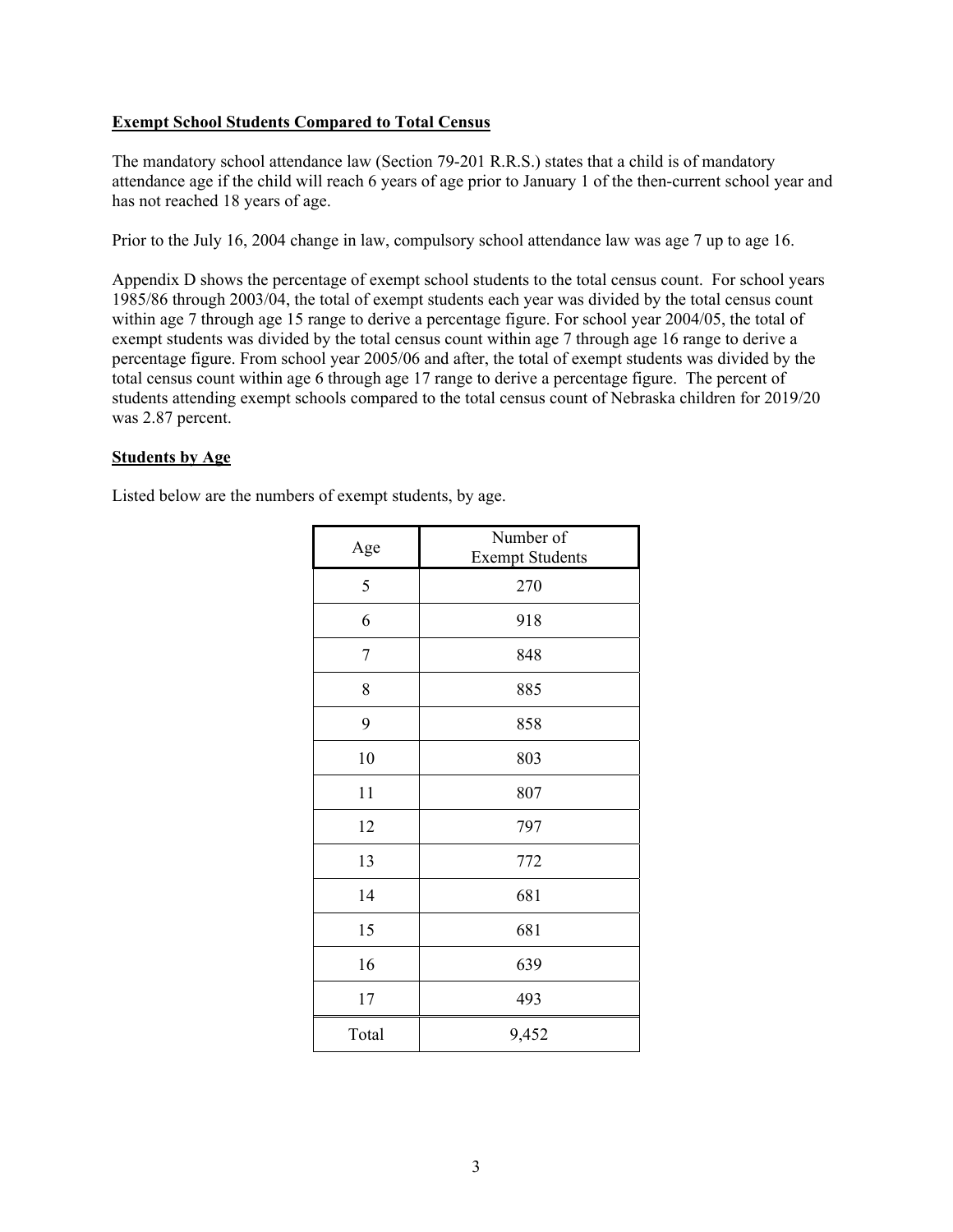## Exempt School Students Compared to Total Census

The mandatory school attendance law (Section 79-201 R.R.S.) states that a child is of mandatory attendance age if the child will reach 6 years of age prior to January 1 of the then-current school year and has not reached 18 years of age.

Prior to the July 16, 2004 change in law, compulsory school attendance law was age 7 up to age 16.

Appendix D shows the percentage of exempt school students to the total census count. For school years 1985/86 through 2003/04, the total of exempt students each year was divided by the total census count within age 7 through age 15 range to derive a percentage figure. For school year 2004/05, the total of exempt students was divided by the total census count within age 7 through age 16 range to derive a percentage figure. From school year 2005/06 and after, the total of exempt students was divided by the total census count within age 6 through age 17 range to derive a percentage figure. The percent of students attending exempt schools compared to the total census count of Nebraska children for 2019/20 was 2.87 percent.

## Students by Age

Listed below are the numbers of exempt students, by age.

| Age | Number of Exempt Students |
|---|---|
| 5 | 270 |
| 6 | 918 |
| 7 | 848 |
| 8 | 885 |
| 9 | 858 |
| 10 | 803 |
| 11 | 807 |
| 12 | 797 |
| 13 | 772 |
| 14 | 681 |
| 15 | 681 |
| 16 | 639 |
| 17 | 493 |
| Total | 9,452 |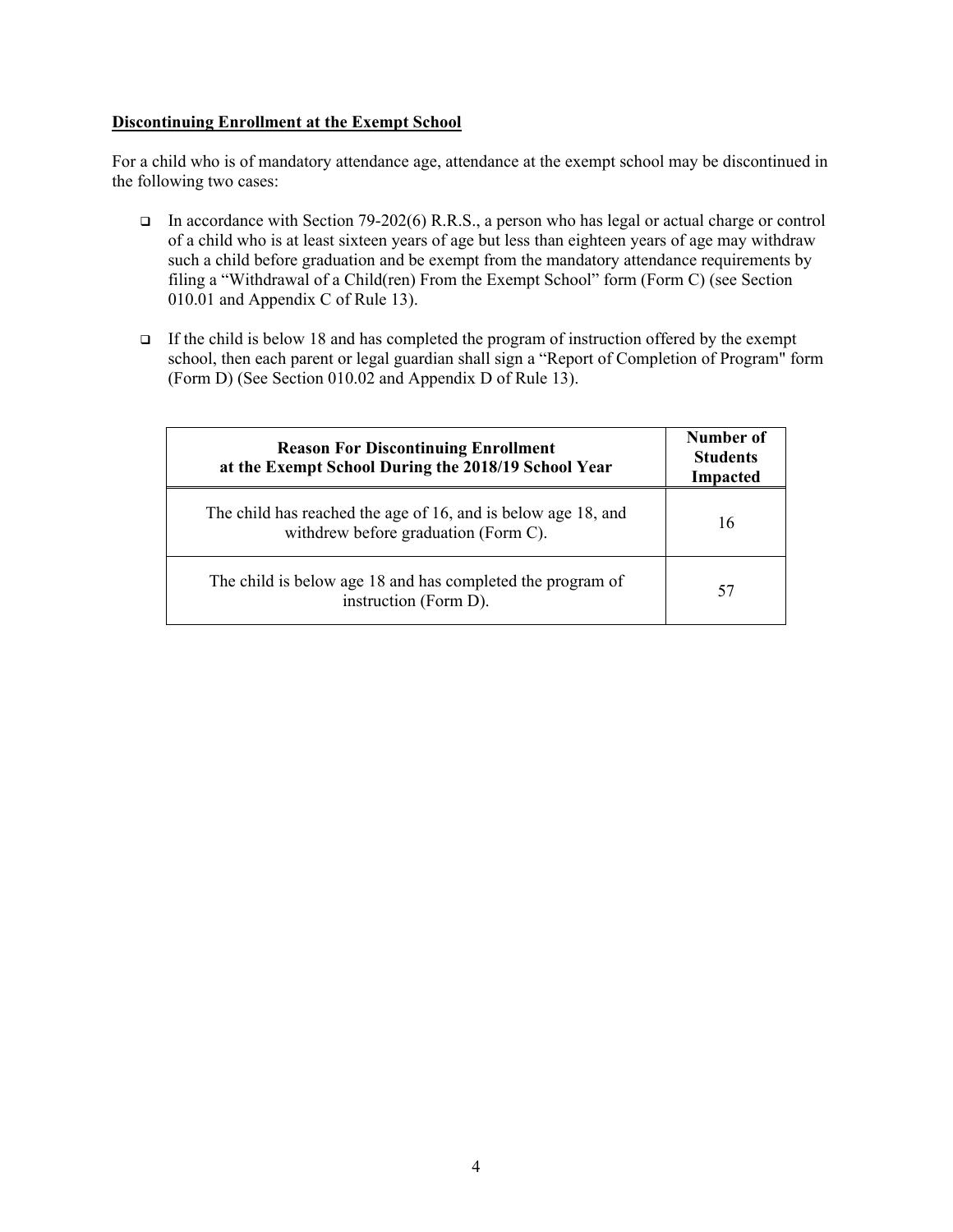**Discontinuing Enrollment at the Exempt School**

For a child who is of mandatory attendance age, attendance at the exempt school may be discontinued in the following two cases:

- In accordance with Section 79-202(6) R.R.S., a person who has legal or actual charge or control of a child who is at least sixteen years of age but less than eighteen years of age may withdraw such a child before graduation and be exempt from the mandatory attendance requirements by filing a "Withdrawal of a Child(ren) From the Exempt School" form (Form C) (see Section 010.01 and Appendix C of Rule 13).

- If the child is below 18 and has completed the program of instruction offered by the exempt school, then each parent or legal guardian shall sign a "Report of Completion of Program" form (Form D) (See Section 010.02 and Appendix D of Rule 13).

| Reason For Discontinuing Enrollment at the Exempt School During the 2018/19 School Year | Number of Students Impacted |
|---|---|
| The child has reached the age of 16, and is below age 18, and withdrew before graduation (Form C). | 16 |
| The child is below age 18 and has completed the program of instruction (Form D). | 57 |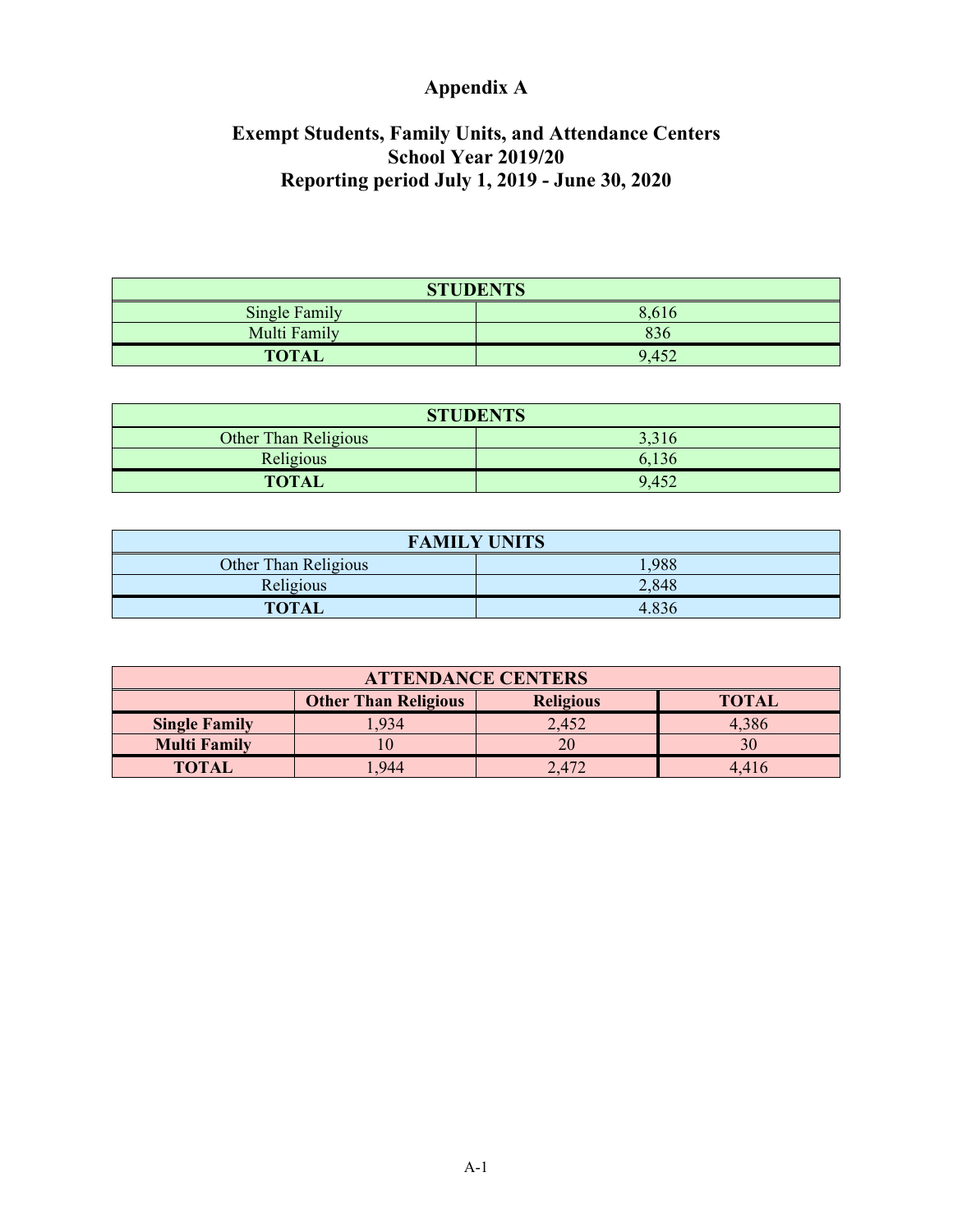# Appendix A

## Exempt Students, Family Units, and Attendance Centers
## School Year 2019/20
## Reporting period July 1, 2019 - June 30, 2020

| STUDENTS | |
|---|---|
| Single Family | 8,616 |
| Multi Family | 836 |
| **TOTAL** | 9,452 |

| STUDENTS | |
|---|---|
| Other Than Religious | 3,316 |
| Religious | 6,136 |
| **TOTAL** | 9,452 |

| FAMILY UNITS | |
|---|---|
| Other Than Religious | 1,988 |
| Religious | 2,848 |
| **TOTAL** | 4.836 |

| ATTENDANCE CENTERS | | | |
|---|---|---|---|
| | **Other Than Religious** | **Religious** | **TOTAL** |
| **Single Family** | 1,934 | 2,452 | 4,386 |
| **Multi Family** | 10 | 20 | 30 |
| **TOTAL** | 1,944 | 2,472 | 4,416 |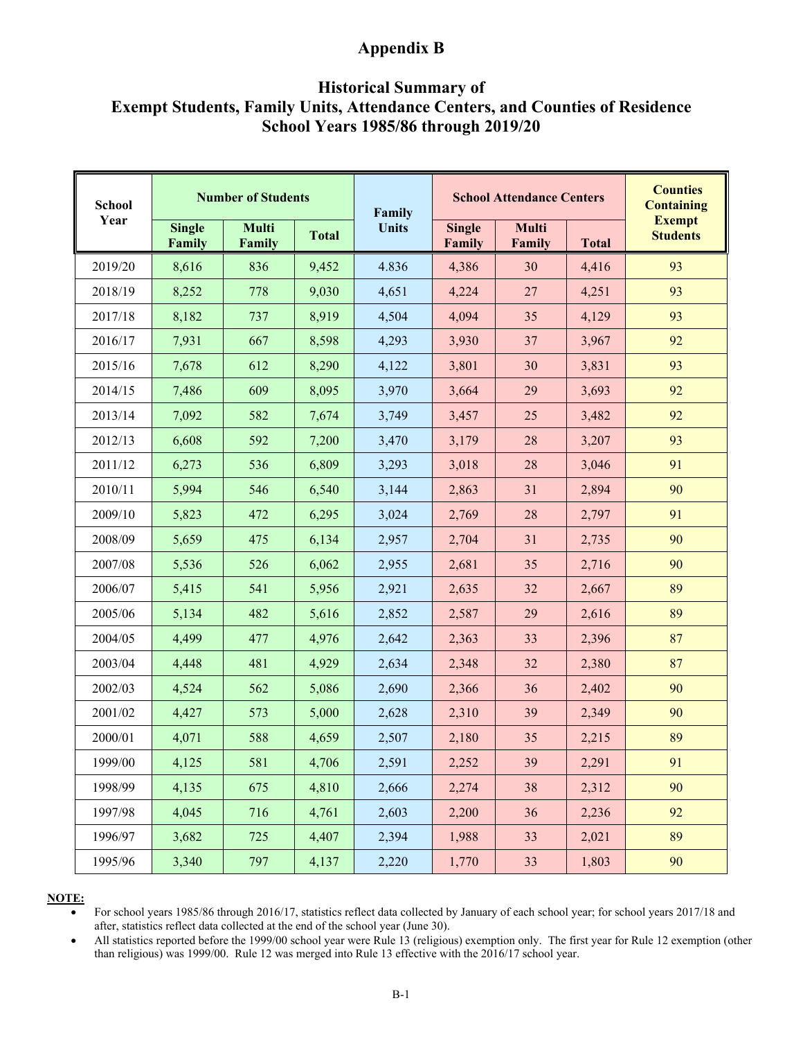# Appendix B

## Historical Summary of Exempt Students, Family Units, Attendance Centers, and Counties of Residence School Years 1985/86 through 2019/20

| School Year | Number of Students | | | Family Units | School Attendance Centers | | | Counties Containing Exempt Students |
|---|---|---|---|---|---|---|---|---|
| | Single Family | Multi Family | Total | | Single Family | Multi Family | Total | |
| 2019/20 | 8,616 | 836 | 9,452 | 4.836 | 4,386 | 30 | 4,416 | 93 |
| 2018/19 | 8,252 | 778 | 9,030 | 4,651 | 4,224 | 27 | 4,251 | 93 |
| 2017/18 | 8,182 | 737 | 8,919 | 4,504 | 4,094 | 35 | 4,129 | 93 |
| 2016/17 | 7,931 | 667 | 8,598 | 4,293 | 3,930 | 37 | 3,967 | 92 |
| 2015/16 | 7,678 | 612 | 8,290 | 4,122 | 3,801 | 30 | 3,831 | 93 |
| 2014/15 | 7,486 | 609 | 8,095 | 3,970 | 3,664 | 29 | 3,693 | 92 |
| 2013/14 | 7,092 | 582 | 7,674 | 3,749 | 3,457 | 25 | 3,482 | 92 |
| 2012/13 | 6,608 | 592 | 7,200 | 3,470 | 3,179 | 28 | 3,207 | 93 |
| 2011/12 | 6,273 | 536 | 6,809 | 3,293 | 3,018 | 28 | 3,046 | 91 |
| 2010/11 | 5,994 | 546 | 6,540 | 3,144 | 2,863 | 31 | 2,894 | 90 |
| 2009/10 | 5,823 | 472 | 6,295 | 3,024 | 2,769 | 28 | 2,797 | 91 |
| 2008/09 | 5,659 | 475 | 6,134 | 2,957 | 2,704 | 31 | 2,735 | 90 |
| 2007/08 | 5,536 | 526 | 6,062 | 2,955 | 2,681 | 35 | 2,716 | 90 |
| 2006/07 | 5,415 | 541 | 5,956 | 2,921 | 2,635 | 32 | 2,667 | 89 |
| 2005/06 | 5,134 | 482 | 5,616 | 2,852 | 2,587 | 29 | 2,616 | 89 |
| 2004/05 | 4,499 | 477 | 4,976 | 2,642 | 2,363 | 33 | 2,396 | 87 |
| 2003/04 | 4,448 | 481 | 4,929 | 2,634 | 2,348 | 32 | 2,380 | 87 |
| 2002/03 | 4,524 | 562 | 5,086 | 2,690 | 2,366 | 36 | 2,402 | 90 |
| 2001/02 | 4,427 | 573 | 5,000 | 2,628 | 2,310 | 39 | 2,349 | 90 |
| 2000/01 | 4,071 | 588 | 4,659 | 2,507 | 2,180 | 35 | 2,215 | 89 |
| 1999/00 | 4,125 | 581 | 4,706 | 2,591 | 2,252 | 39 | 2,291 | 91 |
| 1998/99 | 4,135 | 675 | 4,810 | 2,666 | 2,274 | 38 | 2,312 | 90 |
| 1997/98 | 4,045 | 716 | 4,761 | 2,603 | 2,200 | 36 | 2,236 | 92 |
| 1996/97 | 3,682 | 725 | 4,407 | 2,394 | 1,988 | 33 | 2,021 | 89 |
| 1995/96 | 3,340 | 797 | 4,137 | 2,220 | 1,770 | 33 | 1,803 | 90 |

**NOTE:**

- For school years 1985/86 through 2016/17, statistics reflect data collected by January of each school year; for school years 2017/18 and after, statistics reflect data collected at the end of the school year (June 30).
- All statistics reported before the 1999/00 school year were Rule 13 (religious) exemption only. The first year for Rule 12 exemption (other than religious) was 1999/00. Rule 12 was merged into Rule 13 effective with the 2016/17 school year.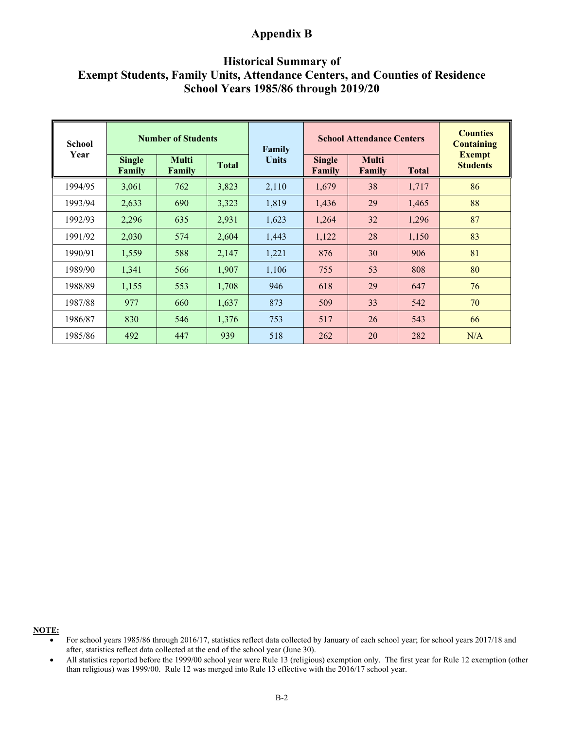# Appendix B

## Historical Summary of Exempt Students, Family Units, Attendance Centers, and Counties of Residence School Years 1985/86 through 2019/20

| School Year | Number of Students | | | Family Units | School Attendance Centers | | | Counties Containing Exempt Students |
|---|---|---|---|---|---|---|---|---|
| | Single Family | Multi Family | Total | | Single Family | Multi Family | Total | |
| 1994/95 | 3,061 | 762 | 3,823 | 2,110 | 1,679 | 38 | 1,717 | 86 |
| 1993/94 | 2,633 | 690 | 3,323 | 1,819 | 1,436 | 29 | 1,465 | 88 |
| 1992/93 | 2,296 | 635 | 2,931 | 1,623 | 1,264 | 32 | 1,296 | 87 |
| 1991/92 | 2,030 | 574 | 2,604 | 1,443 | 1,122 | 28 | 1,150 | 83 |
| 1990/91 | 1,559 | 588 | 2,147 | 1,221 | 876 | 30 | 906 | 81 |
| 1989/90 | 1,341 | 566 | 1,907 | 1,106 | 755 | 53 | 808 | 80 |
| 1988/89 | 1,155 | 553 | 1,708 | 946 | 618 | 29 | 647 | 76 |
| 1987/88 | 977 | 660 | 1,637 | 873 | 509 | 33 | 542 | 70 |
| 1986/87 | 830 | 546 | 1,376 | 753 | 517 | 26 | 543 | 66 |
| 1985/86 | 492 | 447 | 939 | 518 | 262 | 20 | 282 | N/A |

**NOTE:**

- For school years 1985/86 through 2016/17, statistics reflect data collected by January of each school year; for school years 2017/18 and after, statistics reflect data collected at the end of the school year (June 30).
- All statistics reported before the 1999/00 school year were Rule 13 (religious) exemption only. The first year for Rule 12 exemption (other than religious) was 1999/00. Rule 12 was merged into Rule 13 effective with the 2016/17 school year.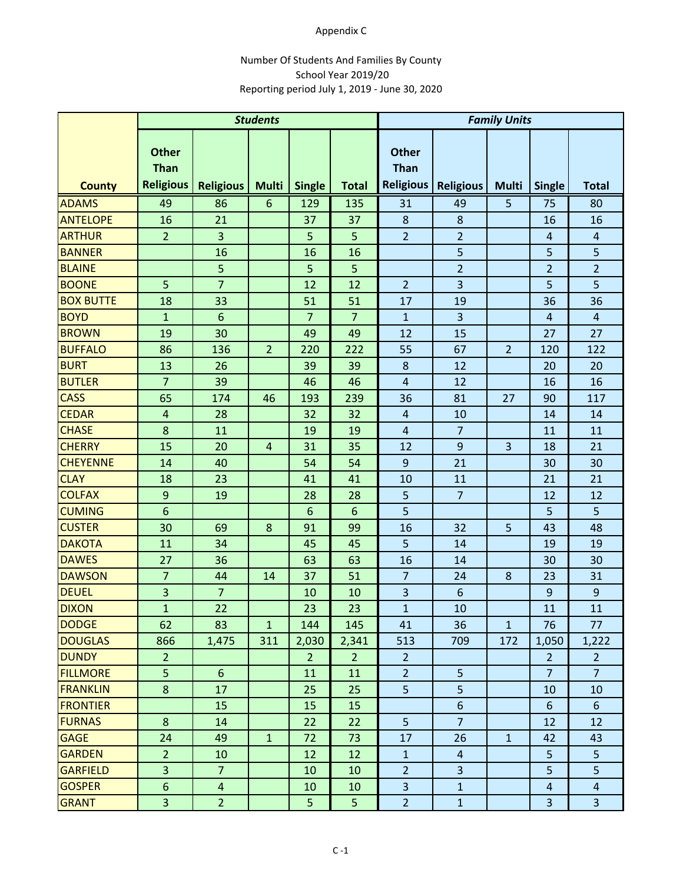Appendix C

Number Of Students And Families By County
School Year 2019/20
Reporting period July 1, 2019 - June 30, 2020

| County | Students | | | | | Family Units | | | | |
|---|---|---|---|---|---|---|---|---|---|---|
| | Other Than Religious | Religious | Multi | Single | Total | Other Than Religious | Religious | Multi | Single | Total |
| ADAMS | 49 | 86 | 6 | 129 | 135 | 31 | 49 | 5 | 75 | 80 |
| ANTELOPE | 16 | 21 | | 37 | 37 | 8 | 8 | | 16 | 16 |
| ARTHUR | 2 | 3 | | 5 | 5 | 2 | 2 | | 4 | 4 |
| BANNER | | 16 | | 16 | 16 | | 5 | | 5 | 5 |
| BLAINE | | 5 | | 5 | 5 | | 2 | | 2 | 2 |
| BOONE | 5 | 7 | | 12 | 12 | 2 | 3 | | 5 | 5 |
| BOX BUTTE | 18 | 33 | | 51 | 51 | 17 | 19 | | 36 | 36 |
| BOYD | 1 | 6 | | 7 | 7 | 1 | 3 | | 4 | 4 |
| BROWN | 19 | 30 | | 49 | 49 | 12 | 15 | | 27 | 27 |
| BUFFALO | 86 | 136 | 2 | 220 | 222 | 55 | 67 | 2 | 120 | 122 |
| BURT | 13 | 26 | | 39 | 39 | 8 | 12 | | 20 | 20 |
| BUTLER | 7 | 39 | | 46 | 46 | 4 | 12 | | 16 | 16 |
| CASS | 65 | 174 | 46 | 193 | 239 | 36 | 81 | 27 | 90 | 117 |
| CEDAR | 4 | 28 | | 32 | 32 | 4 | 10 | | 14 | 14 |
| CHASE | 8 | 11 | | 19 | 19 | 4 | 7 | | 11 | 11 |
| CHERRY | 15 | 20 | 4 | 31 | 35 | 12 | 9 | 3 | 18 | 21 |
| CHEYENNE | 14 | 40 | | 54 | 54 | 9 | 21 | | 30 | 30 |
| CLAY | 18 | 23 | | 41 | 41 | 10 | 11 | | 21 | 21 |
| COLFAX | 9 | 19 | | 28 | 28 | 5 | 7 | | 12 | 12 |
| CUMING | 6 | | | 6 | 6 | 5 | | | 5 | 5 |
| CUSTER | 30 | 69 | 8 | 91 | 99 | 16 | 32 | 5 | 43 | 48 |
| DAKOTA | 11 | 34 | | 45 | 45 | 5 | 14 | | 19 | 19 |
| DAWES | 27 | 36 | | 63 | 63 | 16 | 14 | | 30 | 30 |
| DAWSON | 7 | 44 | 14 | 37 | 51 | 7 | 24 | 8 | 23 | 31 |
| DEUEL | 3 | 7 | | 10 | 10 | 3 | 6 | | 9 | 9 |
| DIXON | 1 | 22 | | 23 | 23 | 1 | 10 | | 11 | 11 |
| DODGE | 62 | 83 | 1 | 144 | 145 | 41 | 36 | 1 | 76 | 77 |
| DOUGLAS | 866 | 1,475 | 311 | 2,030 | 2,341 | 513 | 709 | 172 | 1,050 | 1,222 |
| DUNDY | 2 | | | 2 | 2 | 2 | | | 2 | 2 |
| FILLMORE | 5 | 6 | | 11 | 11 | 2 | 5 | | 7 | 7 |
| FRANKLIN | 8 | 17 | | 25 | 25 | 5 | 5 | | 10 | 10 |
| FRONTIER | | 15 | | 15 | 15 | | 6 | | 6 | 6 |
| FURNAS | 8 | 14 | | 22 | 22 | 5 | 7 | | 12 | 12 |
| GAGE | 24 | 49 | 1 | 72 | 73 | 17 | 26 | 1 | 42 | 43 |
| GARDEN | 2 | 10 | | 12 | 12 | 1 | 4 | | 5 | 5 |
| GARFIELD | 3 | 7 | | 10 | 10 | 2 | 3 | | 5 | 5 |
| GOSPER | 6 | 4 | | 10 | 10 | 3 | 1 | | 4 | 4 |
| GRANT | 3 | 2 | | 5 | 5 | 2 | 1 | | 3 | 3 |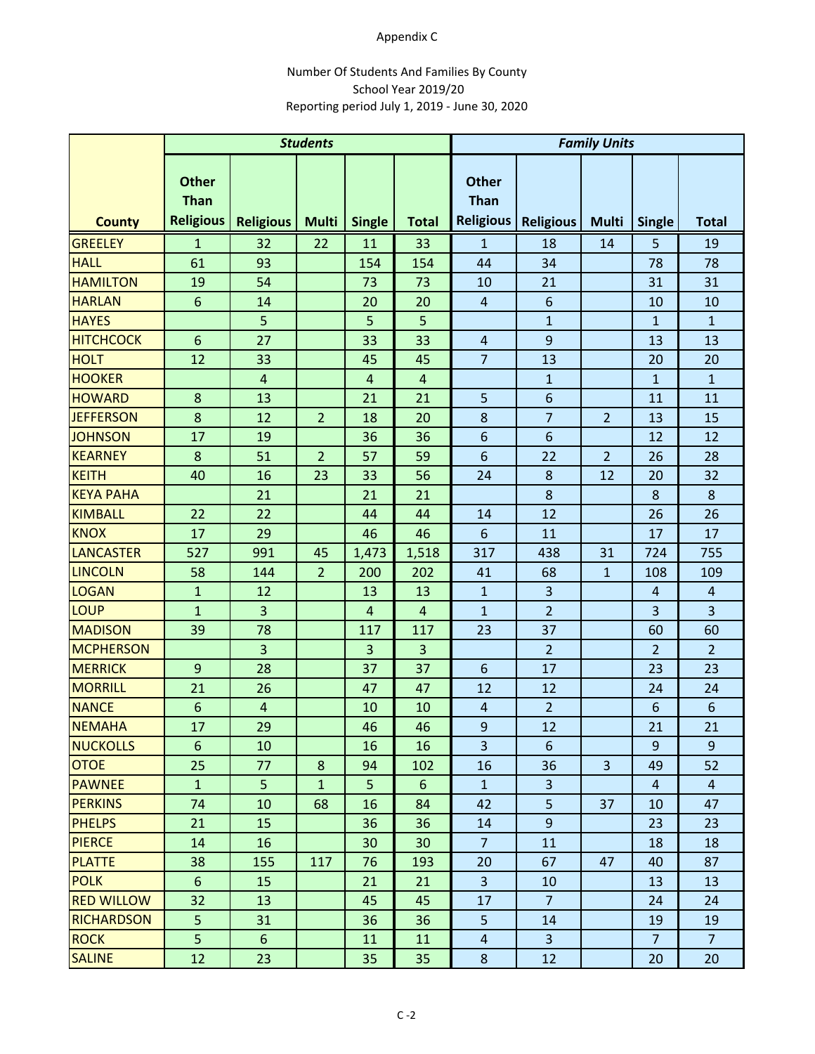Appendix C

Number Of Students And Families By County
School Year 2019/20
Reporting period July 1, 2019 - June 30, 2020

| County | Students | | | | | Family Units | | | | |
|---|---|---|---|---|---|---|---|---|---|---|
| | Other Than Religious | Religious | Multi | Single | Total | Other Than Religious | Religious | Multi | Single | Total |
| GREELEY | 1 | 32 | 22 | 11 | 33 | 1 | 18 | 14 | 5 | 19 |
| HALL | 61 | 93 | | 154 | 154 | 44 | 34 | | 78 | 78 |
| HAMILTON | 19 | 54 | | 73 | 73 | 10 | 21 | | 31 | 31 |
| HARLAN | 6 | 14 | | 20 | 20 | 4 | 6 | | 10 | 10 |
| HAYES | | 5 | | 5 | 5 | | 1 | | 1 | 1 |
| HITCHCOCK | 6 | 27 | | 33 | 33 | 4 | 9 | | 13 | 13 |
| HOLT | 12 | 33 | | 45 | 45 | 7 | 13 | | 20 | 20 |
| HOOKER | | 4 | | 4 | 4 | | 1 | | 1 | 1 |
| HOWARD | 8 | 13 | | 21 | 21 | 5 | 6 | | 11 | 11 |
| JEFFERSON | 8 | 12 | 2 | 18 | 20 | 8 | 7 | 2 | 13 | 15 |
| JOHNSON | 17 | 19 | | 36 | 36 | 6 | 6 | | 12 | 12 |
| KEARNEY | 8 | 51 | 2 | 57 | 59 | 6 | 22 | 2 | 26 | 28 |
| KEITH | 40 | 16 | 23 | 33 | 56 | 24 | 8 | 12 | 20 | 32 |
| KEYA PAHA | | 21 | | 21 | 21 | | 8 | | 8 | 8 |
| KIMBALL | 22 | 22 | | 44 | 44 | 14 | 12 | | 26 | 26 |
| KNOX | 17 | 29 | | 46 | 46 | 6 | 11 | | 17 | 17 |
| LANCASTER | 527 | 991 | 45 | 1,473 | 1,518 | 317 | 438 | 31 | 724 | 755 |
| LINCOLN | 58 | 144 | 2 | 200 | 202 | 41 | 68 | 1 | 108 | 109 |
| LOGAN | 1 | 12 | | 13 | 13 | 1 | 3 | | 4 | 4 |
| LOUP | 1 | 3 | | 4 | 4 | 1 | 2 | | 3 | 3 |
| MADISON | 39 | 78 | | 117 | 117 | 23 | 37 | | 60 | 60 |
| MCPHERSON | | 3 | | 3 | 3 | | 2 | | 2 | 2 |
| MERRICK | 9 | 28 | | 37 | 37 | 6 | 17 | | 23 | 23 |
| MORRILL | 21 | 26 | | 47 | 47 | 12 | 12 | | 24 | 24 |
| NANCE | 6 | 4 | | 10 | 10 | 4 | 2 | | 6 | 6 |
| NEMAHA | 17 | 29 | | 46 | 46 | 9 | 12 | | 21 | 21 |
| NUCKOLLS | 6 | 10 | | 16 | 16 | 3 | 6 | | 9 | 9 |
| OTOE | 25 | 77 | 8 | 94 | 102 | 16 | 36 | 3 | 49 | 52 |
| PAWNEE | 1 | 5 | 1 | 5 | 6 | 1 | 3 | | 4 | 4 |
| PERKINS | 74 | 10 | 68 | 16 | 84 | 42 | 5 | 37 | 10 | 47 |
| PHELPS | 21 | 15 | | 36 | 36 | 14 | 9 | | 23 | 23 |
| PIERCE | 14 | 16 | | 30 | 30 | 7 | 11 | | 18 | 18 |
| PLATTE | 38 | 155 | 117 | 76 | 193 | 20 | 67 | 47 | 40 | 87 |
| POLK | 6 | 15 | | 21 | 21 | 3 | 10 | | 13 | 13 |
| RED WILLOW | 32 | 13 | | 45 | 45 | 17 | 7 | | 24 | 24 |
| RICHARDSON | 5 | 31 | | 36 | 36 | 5 | 14 | | 19 | 19 |
| ROCK | 5 | 6 | | 11 | 11 | 4 | 3 | | 7 | 7 |
| SALINE | 12 | 23 | | 35 | 35 | 8 | 12 | | 20 | 20 |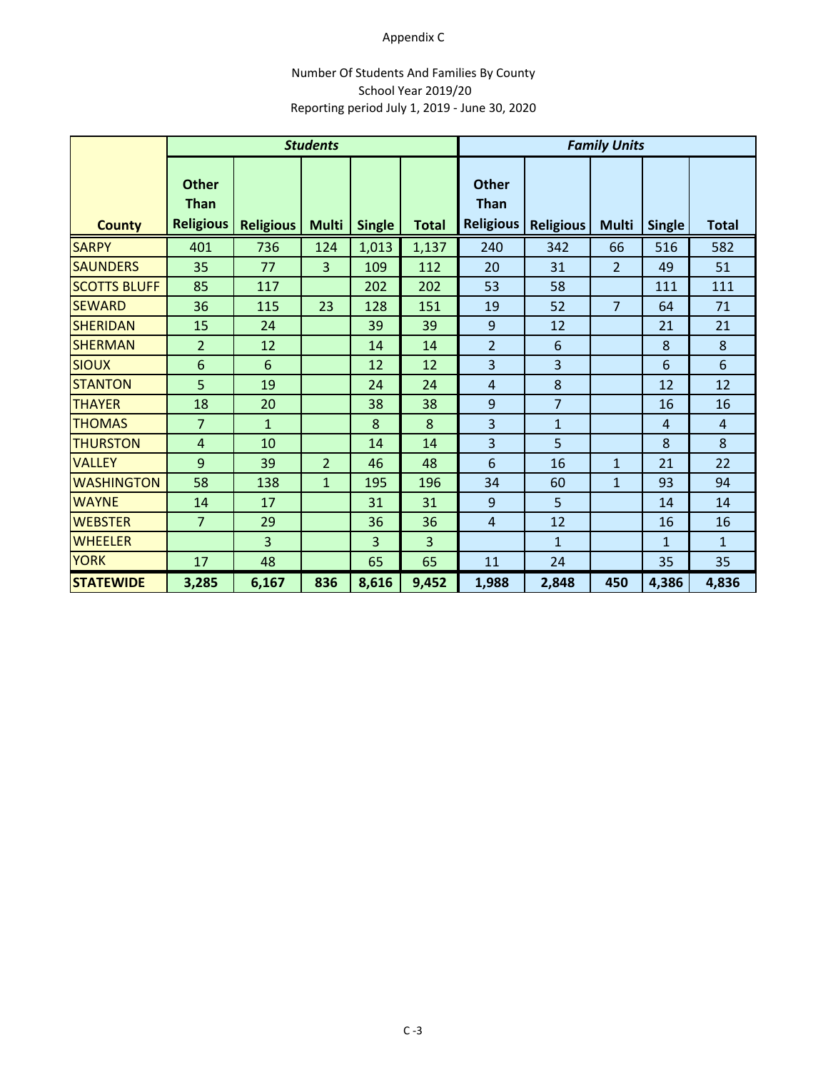Appendix C

Number Of Students And Families By County
School Year 2019/20
Reporting period July 1, 2019 - June 30, 2020

| County | *Students* | | | | | *Family Units* | | | | |
|---|---|---|---|---|---|---|---|---|---|---|
| | **Other Than Religious** | **Religious** | **Multi** | **Single** | **Total** | **Other Than Religious** | **Religious** | **Multi** | **Single** | **Total** |
| SARPY | 401 | 736 | 124 | 1,013 | 1,137 | 240 | 342 | 66 | 516 | 582 |
| SAUNDERS | 35 | 77 | 3 | 109 | 112 | 20 | 31 | 2 | 49 | 51 |
| SCOTTS BLUFF | 85 | 117 | | 202 | 202 | 53 | 58 | | 111 | 111 |
| SEWARD | 36 | 115 | 23 | 128 | 151 | 19 | 52 | 7 | 64 | 71 |
| SHERIDAN | 15 | 24 | | 39 | 39 | 9 | 12 | | 21 | 21 |
| SHERMAN | 2 | 12 | | 14 | 14 | 2 | 6 | | 8 | 8 |
| SIOUX | 6 | 6 | | 12 | 12 | 3 | 3 | | 6 | 6 |
| STANTON | 5 | 19 | | 24 | 24 | 4 | 8 | | 12 | 12 |
| THAYER | 18 | 20 | | 38 | 38 | 9 | 7 | | 16 | 16 |
| THOMAS | 7 | 1 | | 8 | 8 | 3 | 1 | | 4 | 4 |
| THURSTON | 4 | 10 | | 14 | 14 | 3 | 5 | | 8 | 8 |
| VALLEY | 9 | 39 | 2 | 46 | 48 | 6 | 16 | 1 | 21 | 22 |
| WASHINGTON | 58 | 138 | 1 | 195 | 196 | 34 | 60 | 1 | 93 | 94 |
| WAYNE | 14 | 17 | | 31 | 31 | 9 | 5 | | 14 | 14 |
| WEBSTER | 7 | 29 | | 36 | 36 | 4 | 12 | | 16 | 16 |
| WHEELER | | 3 | | 3 | 3 | | 1 | | 1 | 1 |
| YORK | 17 | 48 | | 65 | 65 | 11 | 24 | | 35 | 35 |
| **STATEWIDE** | **3,285** | **6,167** | **836** | **8,616** | **9,452** | **1,988** | **2,848** | **450** | **4,386** | **4,836** |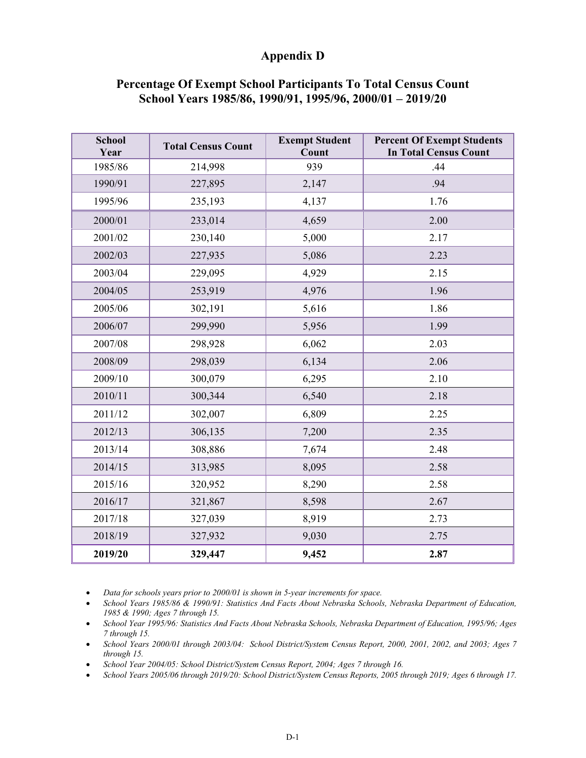# Appendix D

## Percentage Of Exempt School Participants To Total Census Count School Years 1985/86, 1990/91, 1995/96, 2000/01 – 2019/20

| School Year | Total Census Count | Exempt Student Count | Percent Of Exempt Students In Total Census Count |
|---|---|---|---|
| 1985/86 | 214,998 | 939 | .44 |
| 1990/91 | 227,895 | 2,147 | .94 |
| 1995/96 | 235,193 | 4,137 | 1.76 |
| 2000/01 | 233,014 | 4,659 | 2.00 |
| 2001/02 | 230,140 | 5,000 | 2.17 |
| 2002/03 | 227,935 | 5,086 | 2.23 |
| 2003/04 | 229,095 | 4,929 | 2.15 |
| 2004/05 | 253,919 | 4,976 | 1.96 |
| 2005/06 | 302,191 | 5,616 | 1.86 |
| 2006/07 | 299,990 | 5,956 | 1.99 |
| 2007/08 | 298,928 | 6,062 | 2.03 |
| 2008/09 | 298,039 | 6,134 | 2.06 |
| 2009/10 | 300,079 | 6,295 | 2.10 |
| 2010/11 | 300,344 | 6,540 | 2.18 |
| 2011/12 | 302,007 | 6,809 | 2.25 |
| 2012/13 | 306,135 | 7,200 | 2.35 |
| 2013/14 | 308,886 | 7,674 | 2.48 |
| 2014/15 | 313,985 | 8,095 | 2.58 |
| 2015/16 | 320,952 | 8,290 | 2.58 |
| 2016/17 | 321,867 | 8,598 | 2.67 |
| 2017/18 | 327,039 | 8,919 | 2.73 |
| 2018/19 | 327,932 | 9,030 | 2.75 |
| **2019/20** | **329,447** | **9,452** | **2.87** |

- *Data for schools years prior to 2000/01 is shown in 5-year increments for space.*
- *School Years 1985/86 & 1990/91: Statistics And Facts About Nebraska Schools, Nebraska Department of Education, 1985 & 1990; Ages 7 through 15.*
- *School Year 1995/96: Statistics And Facts About Nebraska Schools, Nebraska Department of Education, 1995/96; Ages 7 through 15.*
- *School Years 2000/01 through 2003/04: School District/System Census Report, 2000, 2001, 2002, and 2003; Ages 7 through 15.*
- *School Year 2004/05: School District/System Census Report, 2004; Ages 7 through 16.*
- *School Years 2005/06 through 2019/20: School District/System Census Reports, 2005 through 2019; Ages 6 through 17.*